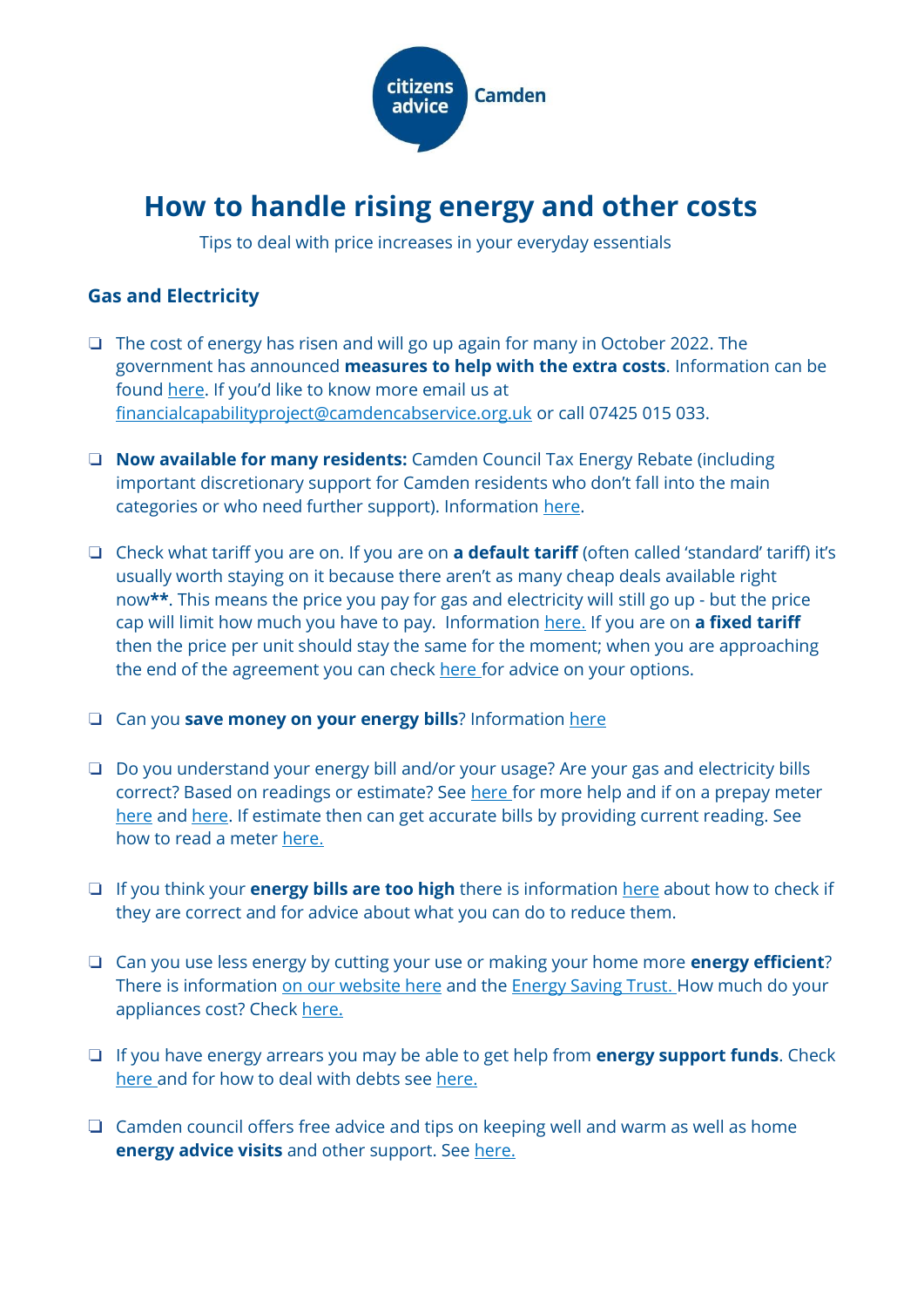citizens advice Camden

# How to handle rising energy and other costs

Tips to deal with price increases in your everyday essentials

## Gas and Electricity

- The cost of energy has risen and will go up again for many in October 2022. The government has announced **measures to help with the extra costs**. Information can be found here. If you'd like to know more email us at financialcapabilityproject@camdencabservice.org.uk or call 07425 015 033.

- **Now available for many residents:** Camden Council Tax Energy Rebate (including important discretionary support for Camden residents who don't fall into the main categories or who need further support). Information here.

- Check what tariff you are on. If you are on **a default tariff** (often called 'standard' tariff) it's usually worth staying on it because there aren't as many cheap deals available right now**. This means the price you pay for gas and electricity will still go up - but the price cap will limit how much you have to pay. Information here. If you are on **a fixed tariff** then the price per unit should stay the same for the moment; when you are approaching the end of the agreement you can check here for advice on your options.

- Can you **save money on your energy bills**? Information here

- Do you understand your energy bill and/or your usage? Are your gas and electricity bills correct? Based on readings or estimate? See here for more help and if on a prepay meter here and here. If estimate then can get accurate bills by providing current reading. See how to read a meter here.

- If you think your **energy bills are too high** there is information here about how to check if they are correct and for advice about what you can do to reduce them.

- Can you use less energy by cutting your use or making your home more **energy efficient**? There is information on our website here and the Energy Saving Trust. How much do your appliances cost? Check here.

- If you have energy arrears you may be able to get help from **energy support funds**. Check here and for how to deal with debts see here.

- Camden council offers free advice and tips on keeping well and warm as well as home **energy advice visits** and other support. See here.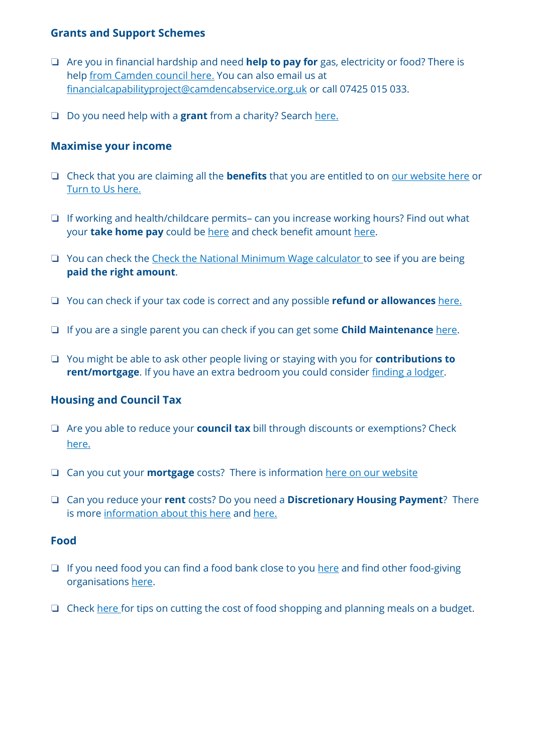## Grants and Support Schemes

- ❑ Are you in financial hardship and need **help to pay for** gas, electricity or food? There is help from Camden council here. You can also email us at financialcapabilityproject@camdencabservice.org.uk or call 07425 015 033.

- ❑ Do you need help with a **grant** from a charity? Search here.

## Maximise your income

- ❑ Check that you are claiming all the **benefits** that you are entitled to on our website here or Turn to Us here.

- ❑ If working and health/childcare permits– can you increase working hours? Find out what your **take home pay** could be here and check benefit amount here.

- ❑ You can check the Check the National Minimum Wage calculator to see if you are being **paid the right amount**.

- ❑ You can check if your tax code is correct and any possible **refund or allowances** here.

- ❑ If you are a single parent you can check if you can get some **Child Maintenance** here.

- ❑ You might be able to ask other people living or staying with you for **contributions to rent/mortgage**. If you have an extra bedroom you could consider finding a lodger.

## Housing and Council Tax

- ❑ Are you able to reduce your **council tax** bill through discounts or exemptions? Check here.

- ❑ Can you cut your **mortgage** costs? There is information here on our website

- ❑ Can you reduce your **rent** costs? Do you need a **Discretionary Housing Payment**? There is more information about this here and here.

## Food

- ❑ If you need food you can find a food bank close to you here and find other food-giving organisations here.

- ❑ Check here for tips on cutting the cost of food shopping and planning meals on a budget.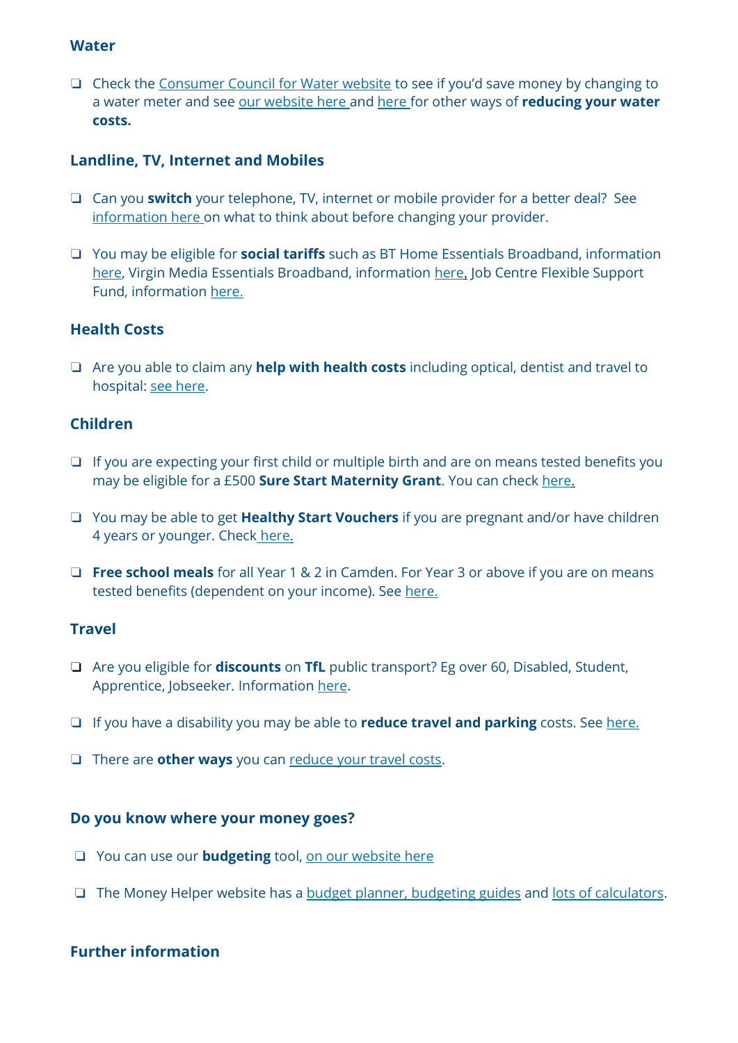### Water

- ❑ Check the Consumer Council for Water website to see if you'd save money by changing to a water meter and see our website here and here for other ways of **reducing your water costs.**

### Landline, TV, Internet and Mobiles

- ❑ Can you **switch** your telephone, TV, internet or mobile provider for a better deal? See information here on what to think about before changing your provider.

- ❑ You may be eligible for **social tariffs** such as BT Home Essentials Broadband, information here, Virgin Media Essentials Broadband, information here, Job Centre Flexible Support Fund, information here.

### Health Costs

- ❑ Are you able to claim any **help with health costs** including optical, dentist and travel to hospital: see here.

### Children

- ❑ If you are expecting your first child or multiple birth and are on means tested benefits you may be eligible for a £500 **Sure Start Maternity Grant**. You can check here.

- ❑ You may be able to get **Healthy Start Vouchers** if you are pregnant and/or have children 4 years or younger. Check here.

- ❑ **Free school meals** for all Year 1 & 2 in Camden. For Year 3 or above if you are on means tested benefits (dependent on your income). See here.

### Travel

- ❑ Are you eligible for **discounts** on **TfL** public transport? Eg over 60, Disabled, Student, Apprentice, Jobseeker. Information here.

- ❑ If you have a disability you may be able to **reduce travel and parking** costs. See here.

- ❑ There are **other ways** you can reduce your travel costs.

### Do you know where your money goes?

- ❑ You can use our **budgeting** tool, on our website here

- ❑ The Money Helper website has a budget planner, budgeting guides and lots of calculators.

### Further information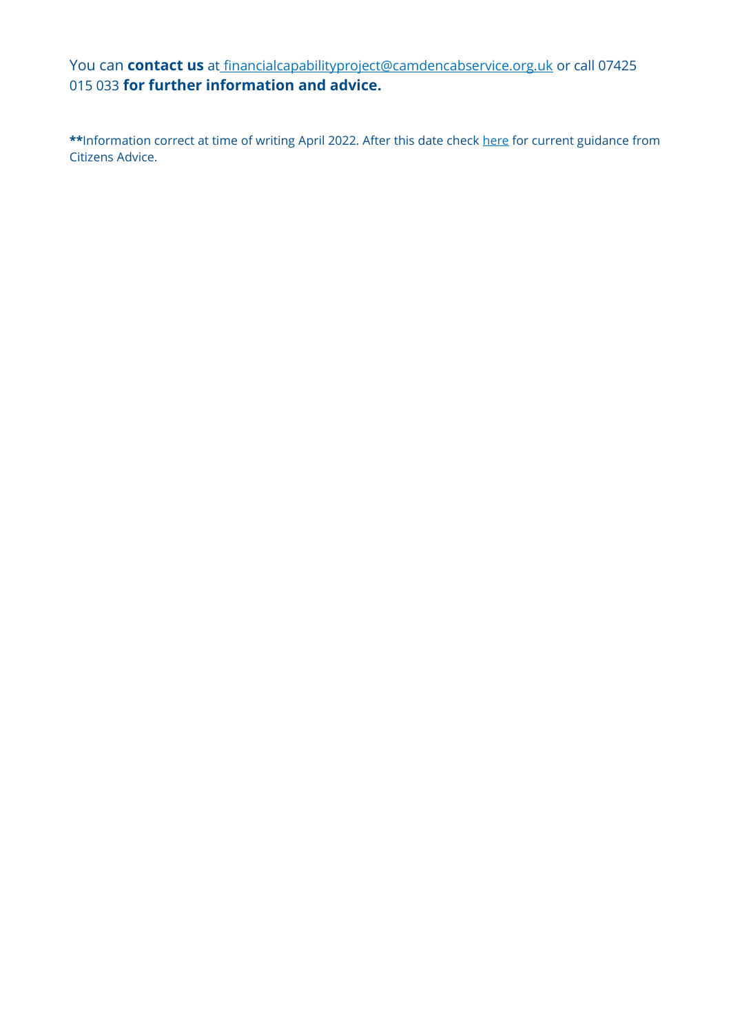You can **contact us** at financialcapabilityproject@camdencabservice.org.uk or call 07425 015 033 **for further information and advice.**

**\*\***Information correct at time of writing April 2022. After this date check here for current guidance from Citizens Advice.